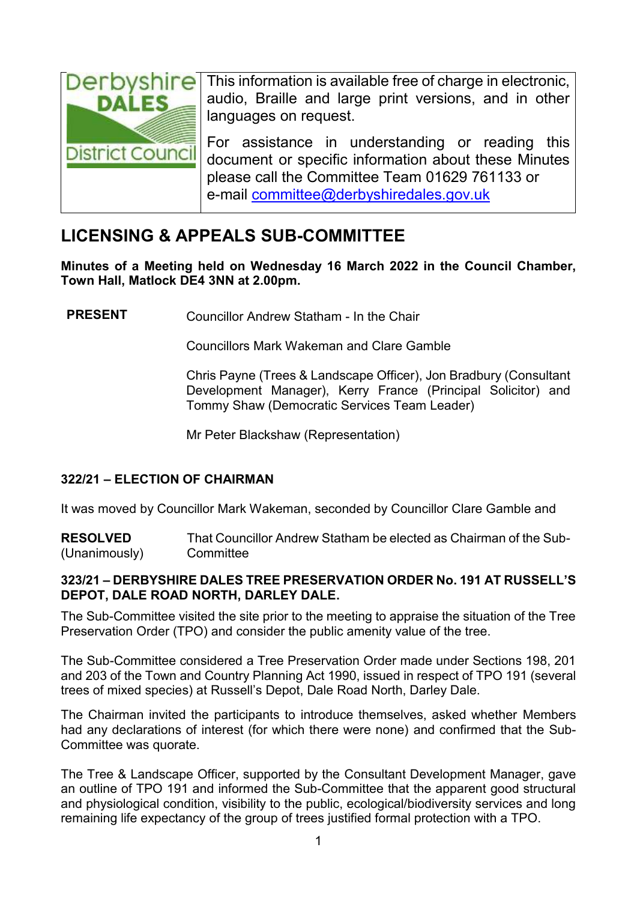Derbyshire DALES District Council

This information is available free of charge in electronic, audio, Braille and large print versions, and in other languages on request.

For assistance in understanding or reading this document or specific information about these Minutes please call the Committee Team 01629 761133 or e-mail committee@derbyshiredales.gov.uk

# LICENSING & APPEALS SUB-COMMITTEE

**Minutes of a Meeting held on Wednesday 16 March 2022 in the Council Chamber, Town Hall, Matlock DE4 3NN at 2.00pm.**

**PRESENT** Councillor Andrew Statham - In the Chair

Councillors Mark Wakeman and Clare Gamble

Chris Payne (Trees & Landscape Officer), Jon Bradbury (Consultant Development Manager), Kerry France (Principal Solicitor) and Tommy Shaw (Democratic Services Team Leader)

Mr Peter Blackshaw (Representation)

## 322/21 – ELECTION OF CHAIRMAN

It was moved by Councillor Mark Wakeman, seconded by Councillor Clare Gamble and

**RESOLVED** (Unanimously) That Councillor Andrew Statham be elected as Chairman of the Sub-Committee

## 323/21 – DERBYSHIRE DALES TREE PRESERVATION ORDER No. 191 AT RUSSELL'S DEPOT, DALE ROAD NORTH, DARLEY DALE.

The Sub-Committee visited the site prior to the meeting to appraise the situation of the Tree Preservation Order (TPO) and consider the public amenity value of the tree.

The Sub-Committee considered a Tree Preservation Order made under Sections 198, 201 and 203 of the Town and Country Planning Act 1990, issued in respect of TPO 191 (several trees of mixed species) at Russell's Depot, Dale Road North, Darley Dale.

The Chairman invited the participants to introduce themselves, asked whether Members had any declarations of interest (for which there were none) and confirmed that the Sub-Committee was quorate.

The Tree & Landscape Officer, supported by the Consultant Development Manager, gave an outline of TPO 191 and informed the Sub-Committee that the apparent good structural and physiological condition, visibility to the public, ecological/biodiversity services and long remaining life expectancy of the group of trees justified formal protection with a TPO.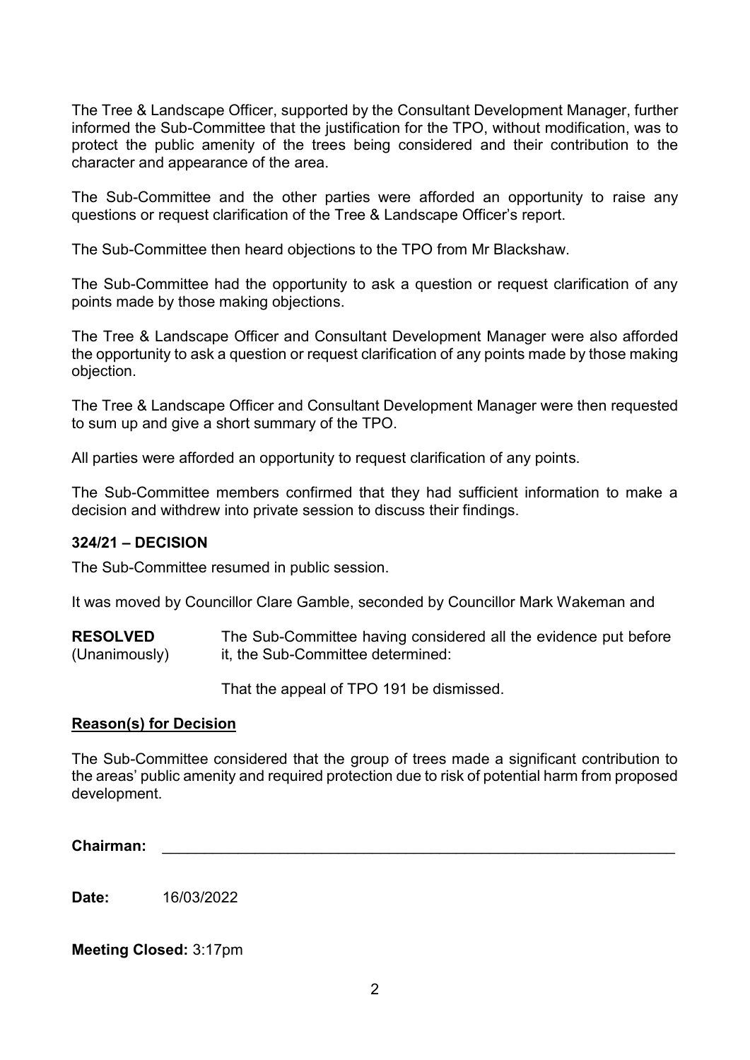The Tree & Landscape Officer, supported by the Consultant Development Manager, further informed the Sub-Committee that the justification for the TPO, without modification, was to protect the public amenity of the trees being considered and their contribution to the character and appearance of the area.

The Sub-Committee and the other parties were afforded an opportunity to raise any questions or request clarification of the Tree & Landscape Officer's report.

The Sub-Committee then heard objections to the TPO from Mr Blackshaw.

The Sub-Committee had the opportunity to ask a question or request clarification of any points made by those making objections.

The Tree & Landscape Officer and Consultant Development Manager were also afforded the opportunity to ask a question or request clarification of any points made by those making objection.

The Tree & Landscape Officer and Consultant Development Manager were then requested to sum up and give a short summary of the TPO.

All parties were afforded an opportunity to request clarification of any points.

The Sub-Committee members confirmed that they had sufficient information to make a decision and withdrew into private session to discuss their findings.

### 324/21 – DECISION

The Sub-Committee resumed in public session.

It was moved by Councillor Clare Gamble, seconded by Councillor Mark Wakeman and

**RESOLVED** (Unanimously) The Sub-Committee having considered all the evidence put before it, the Sub-Committee determined:

That the appeal of TPO 191 be dismissed.

**Reason(s) for Decision**

The Sub-Committee considered that the group of trees made a significant contribution to the areas' public amenity and required protection due to risk of potential harm from proposed development.

**Chairman:** ______________________________

**Date:** 16/03/2022

**Meeting Closed:** 3:17pm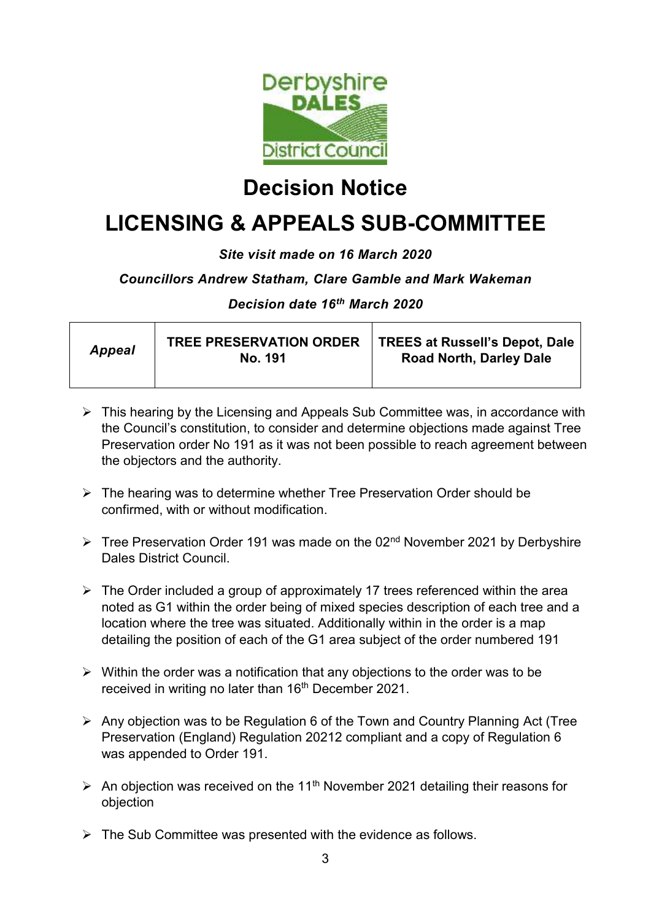# Decision Notice

# LICENSING & APPEALS SUB-COMMITTEE

***Site visit made on 16 March 2020***

***Councillors Andrew Statham, Clare Gamble and Mark Wakeman***

***Decision date 16th March 2020***

| *Appeal* | **TREE PRESERVATION ORDER No. 191** | **TREES at Russell's Depot, Dale Road North, Darley Dale** |
|---|---|---|

- This hearing by the Licensing and Appeals Sub Committee was, in accordance with the Council's constitution, to consider and determine objections made against Tree Preservation order No 191 as it was not been possible to reach agreement between the objectors and the authority.

- The hearing was to determine whether Tree Preservation Order should be confirmed, with or without modification.

- Tree Preservation Order 191 was made on the 02nd November 2021 by Derbyshire Dales District Council.

- The Order included a group of approximately 17 trees referenced within the area noted as G1 within the order being of mixed species description of each tree and a location where the tree was situated. Additionally within in the order is a map detailing the position of each of the G1 area subject of the order numbered 191

- Within the order was a notification that any objections to the order was to be received in writing no later than 16th December 2021.

- Any objection was to be Regulation 6 of the Town and Country Planning Act (Tree Preservation (England) Regulation 20212 compliant and a copy of Regulation 6 was appended to Order 191.

- An objection was received on the 11th November 2021 detailing their reasons for objection

- The Sub Committee was presented with the evidence as follows.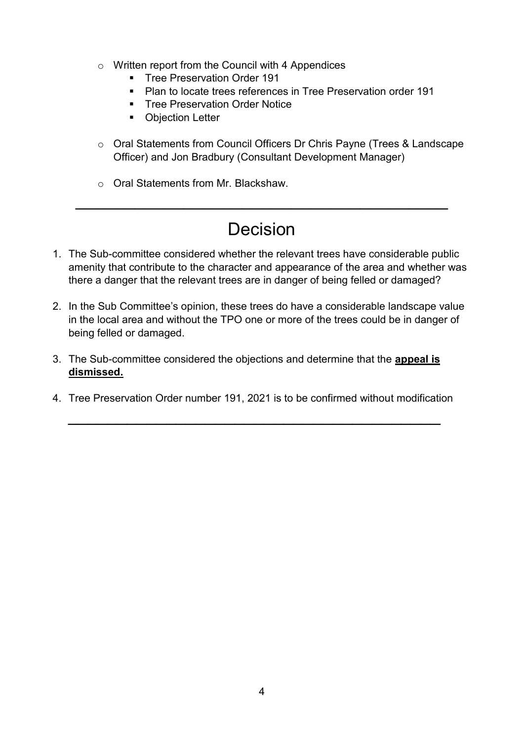- Written report from the Council with 4 Appendices
  - Tree Preservation Order 191
  - Plan to locate trees references in Tree Preservation order 191
  - Tree Preservation Order Notice
  - Objection Letter
- Oral Statements from Council Officers Dr Chris Payne (Trees & Landscape Officer) and Jon Bradbury (Consultant Development Manager)
- Oral Statements from Mr. Blackshaw.

---

# Decision

1. The Sub-committee considered whether the relevant trees have considerable public amenity that contribute to the character and appearance of the area and whether was there a danger that the relevant trees are in danger of being felled or damaged?

2. In the Sub Committee's opinion, these trees do have a considerable landscape value in the local area and without the TPO one or more of the trees could be in danger of being felled or damaged.

3. The Sub-committee considered the objections and determine that the **appeal is dismissed.**

4. Tree Preservation Order number 191, 2021 is to be confirmed without modification

---